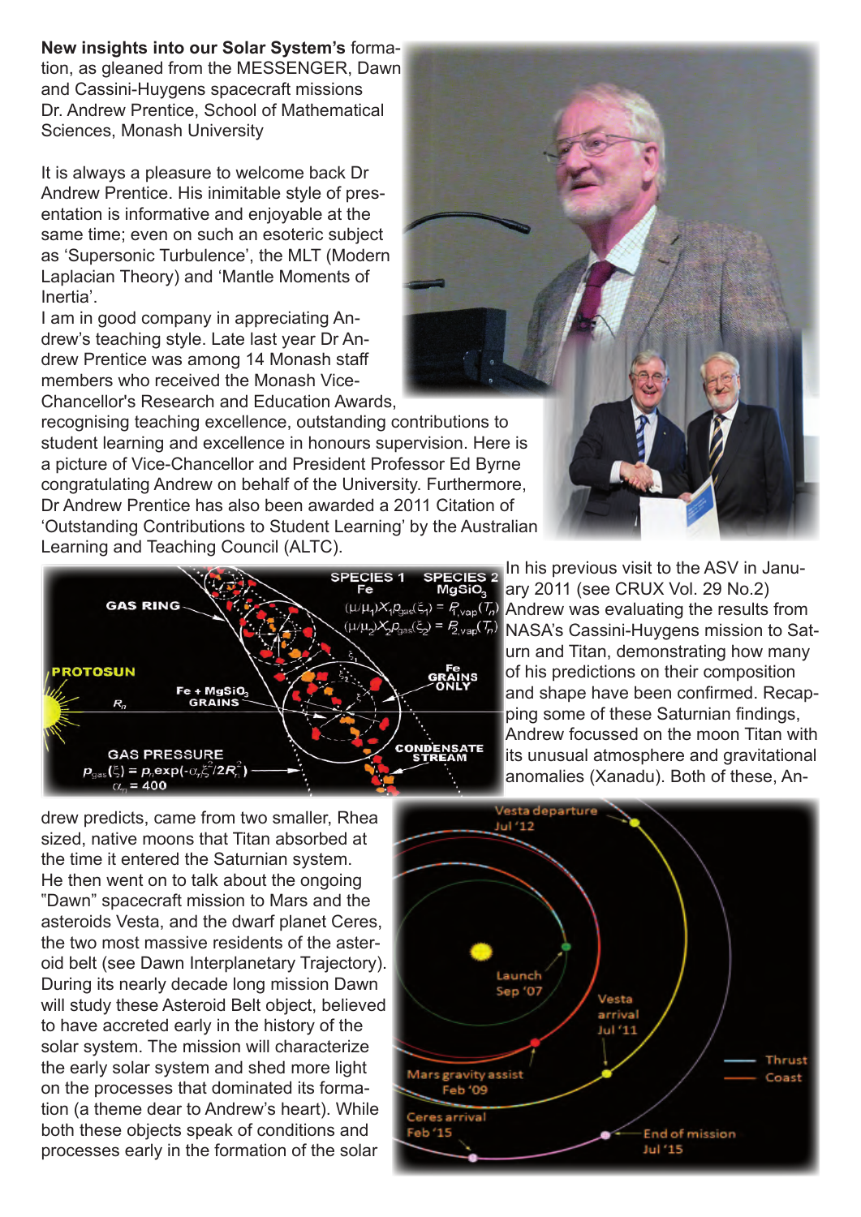**New insights into our Solar System's** formation, as gleaned from the MESSENGER, Dawn and Cassini-Huygens spacecraft missions
Dr. Andrew Prentice, School of Mathematical Sciences, Monash University

It is always a pleasure to welcome back Dr Andrew Prentice. His inimitable style of presentation is informative and enjoyable at the same time; even on such an esoteric subject as 'Supersonic Turbulence', the MLT (Modern Laplacian Theory) and 'Mantle Moments of Inertia'.

I am in good company in appreciating Andrew's teaching style. Late last year Dr Andrew Prentice was among 14 Monash staff members who received the Monash Vice-Chancellor's Research and Education Awards, recognising teaching excellence, outstanding contributions to student learning and excellence in honours supervision. Here is a picture of Vice-Chancellor and President Professor Ed Byrne congratulating Andrew on behalf of the University. Furthermore, Dr Andrew Prentice has also been awarded a 2011 Citation of 'Outstanding Contributions to Student Learning' by the Australian Learning and Teaching Council (ALTC).

In his previous visit to the ASV in January 2011 (see CRUX Vol. 29 No.2) Andrew was evaluating the results from NASA's Cassini-Huygens mission to Saturn and Titan, demonstrating how many of his predictions on their composition and shape have been confirmed. Recapping some of these Saturnian findings, Andrew focussed on the moon Titan with its unusual atmosphere and gravitational anomalies (Xanadu). Both of these, Andrew predicts, came from two smaller, Rhea sized, native moons that Titan absorbed at the time it entered the Saturnian system. He then went on to talk about the ongoing "Dawn" spacecraft mission to Mars and the asteroids Vesta, and the dwarf planet Ceres, the two most massive residents of the asteroid belt (see Dawn Interplanetary Trajectory). During its nearly decade long mission Dawn will study these Asteroid Belt object, believed to have accreted early in the history of the solar system. The mission will characterize the early solar system and shed more light on the processes that dominated its formation (a theme dear to Andrew's heart). While both these objects speak of conditions and processes early in the formation of the solar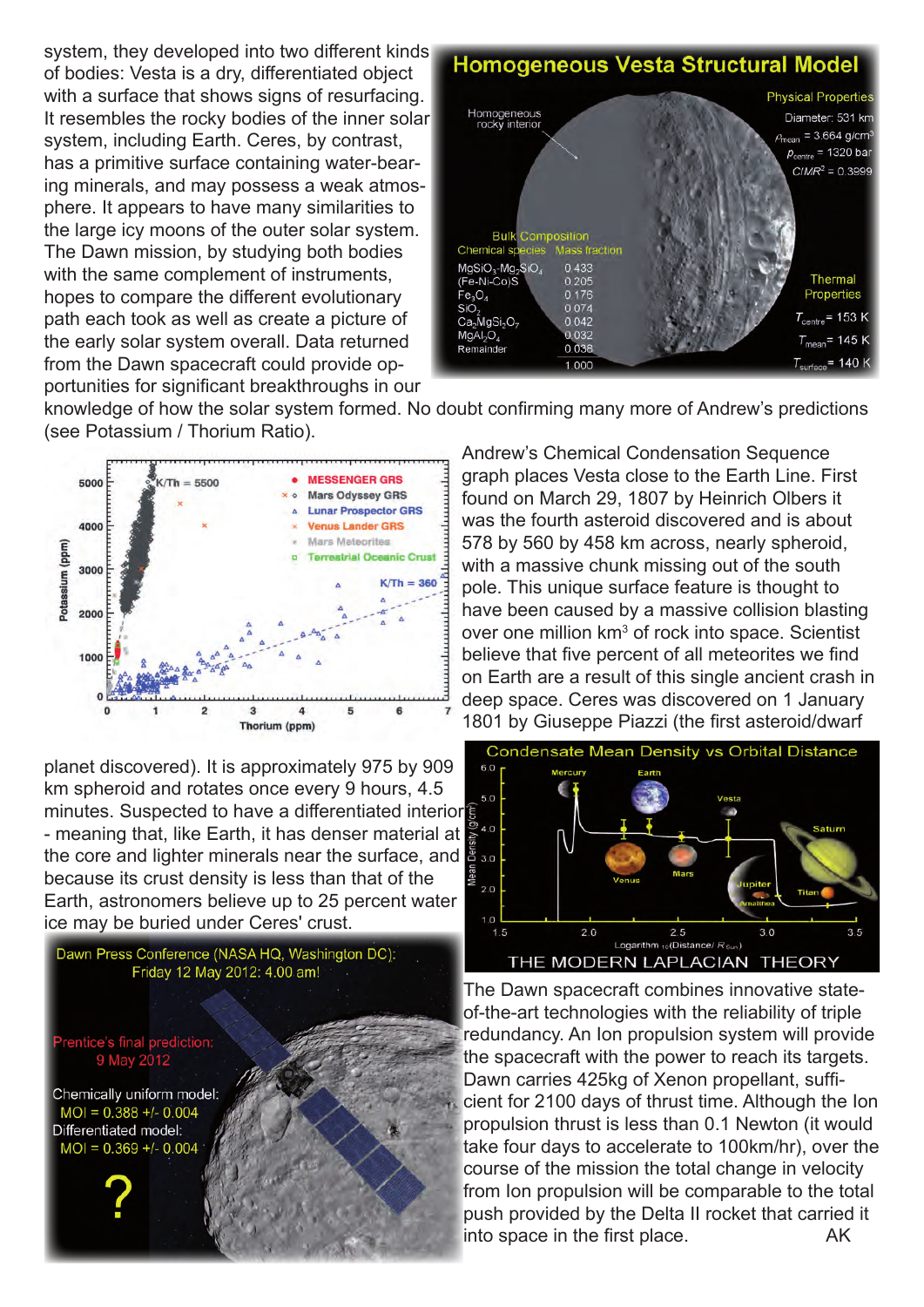system, they developed into two different kinds of bodies: Vesta is a dry, differentiated object with a surface that shows signs of resurfacing. It resembles the rocky bodies of the inner solar system, including Earth. Ceres, by contrast, has a primitive surface containing water-bearing minerals, and may possess a weak atmosphere. It appears to have many similarities to the large icy moons of the outer solar system. The Dawn mission, by studying both bodies with the same complement of instruments, hopes to compare the different evolutionary path each took as well as create a picture of the early solar system overall. Data returned from the Dawn spacecraft could provide opportunities for significant breakthroughs in our knowledge of how the solar system formed. No doubt confirming many more of Andrew's predictions (see Potassium / Thorium Ratio).

Homogeneous Vesta Structural Model

Homogeneous rocky interior

Physical Properties
Diameter: 531 km
$\rho_{mean}$ = 3.664 g/cm$^3$
$p_{centre}$ = 1320 bar
$C/MR^2$ = 0.3999

Bulk Composition

| Chemical species | Mass fraction |
|---|---|
| $MgSiO_3$-$Mg_2SiO_4$ | 0.433 |
| (Fe-Ni-Co)S | 0.205 |
| $Fe_3O_4$ | 0.176 |
| $SiO_2$ | 0.074 |
| $Ca_2MgSi_2O_7$ | 0.042 |
| $MgAl_2O_4$ | 0.032 |
| Remainder | 0.038 |
| | 1.000 |

Thermal Properties
$T_{centre}$ = 153 K
$T_{mean}$ = 145 K
$T_{surface}$ = 140 K

Potassium (ppm)
Thorium (ppm)
K/Th = 5500
K/Th = 360
MESSENGER GRS
Mars Odyssey GRS
Lunar Prospector GRS
Venus Lander GRS
Mars Meteorites
Terrestrial Oceanic Crust

Andrew's Chemical Condensation Sequence graph places Vesta close to the Earth Line. First found on March 29, 1807 by Heinrich Olbers it was the fourth asteroid discovered and is about 578 by 560 by 458 km across, nearly spheroid, with a massive chunk missing out of the south pole. This unique surface feature is thought to have been caused by a massive collision blasting over one million km$^3$ of rock into space. Scientist believe that five percent of all meteorites we find on Earth are a result of this single ancient crash in deep space. Ceres was discovered on 1 January 1801 by Giuseppe Piazzi (the first asteroid/dwarf planet discovered). It is approximately 975 by 909 km spheroid and rotates once every 9 hours, 4.5 minutes. Suspected to have a differentiated interior - meaning that, like Earth, it has denser material at the core and lighter minerals near the surface, and because its crust density is less than that of the Earth, astronomers believe up to 25 percent water ice may be buried under Ceres' crust.

Condensate Mean Density vs Orbital Distance

Mean Density (g/cm$^3$)
Logarithm $_{10}$(Distance/ $R_{Sun}$)
Mercury, Earth, Venus, Mars, Vesta, Jupiter, Amalthea, Saturn, Titan

THE MODERN LAPLACIAN THEORY

Dawn Press Conference (NASA HQ, Washington DC): Friday 12 May 2012: 4.00 am!

Prentice's final prediction: 9 May 2012

Chemically uniform model: MOI = 0.388 +/- 0.004
Differentiated model: MOI = 0.369 +/- 0.004

?

The Dawn spacecraft combines innovative state-of-the-art technologies with the reliability of triple redundancy. An Ion propulsion system will provide the spacecraft with the power to reach its targets. Dawn carries 425kg of Xenon propellant, sufficient for 2100 days of thrust time. Although the Ion propulsion thrust is less than 0.1 Newton (it would take four days to accelerate to 100km/hr), over the course of the mission the total change in velocity from Ion propulsion will be comparable to the total push provided by the Delta II rocket that carried it into space in the first place.

AK